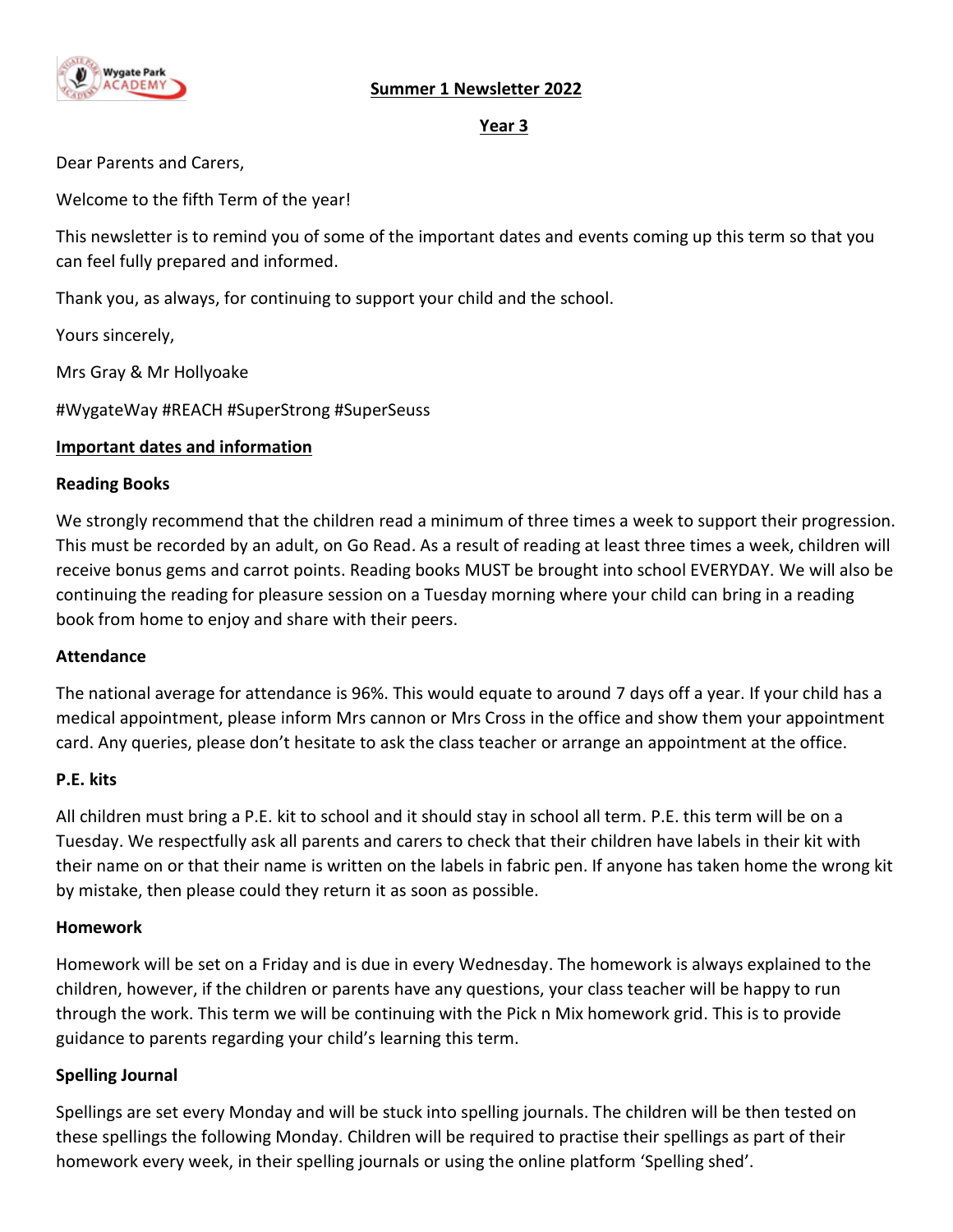# Summary 1 Newsletter 2022

## Year 3

Dear Parents and Carers,

Welcome to the fifth Term of the year!

This newsletter is to remind you of some of the important dates and events coming up this term so that you can feel fully prepared and informed.

Thank you, as always, for continuing to support your child and the school.

Yours sincerely,

Mrs Gray & Mr Hollyoake

#WygateWay #REACH #SuperStrong #SuperSeuss

## Important dates and information

**Reading Books**

We strongly recommend that the children read a minimum of three times a week to support their progression. This must be recorded by an adult, on Go Read. As a result of reading at least three times a week, children will receive bonus gems and carrot points. Reading books MUST be brought into school EVERYDAY. We will also be continuing the reading for pleasure session on a Tuesday morning where your child can bring in a reading book from home to enjoy and share with their peers.

**Attendance**

The national average for attendance is 96%. This would equate to around 7 days off a year. If your child has a medical appointment, please inform Mrs cannon or Mrs Cross in the office and show them your appointment card. Any queries, please don't hesitate to ask the class teacher or arrange an appointment at the office.

**P.E. kits**

All children must bring a P.E. kit to school and it should stay in school all term. P.E. this term will be on a Tuesday. We respectfully ask all parents and carers to check that their children have labels in their kit with their name on or that their name is written on the labels in fabric pen. If anyone has taken home the wrong kit by mistake, then please could they return it as soon as possible.

**Homework**

Homework will be set on a Friday and is due in every Wednesday. The homework is always explained to the children, however, if the children or parents have any questions, your class teacher will be happy to run through the work. This term we will be continuing with the Pick n Mix homework grid. This is to provide guidance to parents regarding your child's learning this term.

**Spelling Journal**

Spellings are set every Monday and will be stuck into spelling journals. The children will be then tested on these spellings the following Monday. Children will be required to practise their spellings as part of their homework every week, in their spelling journals or using the online platform 'Spelling shed'.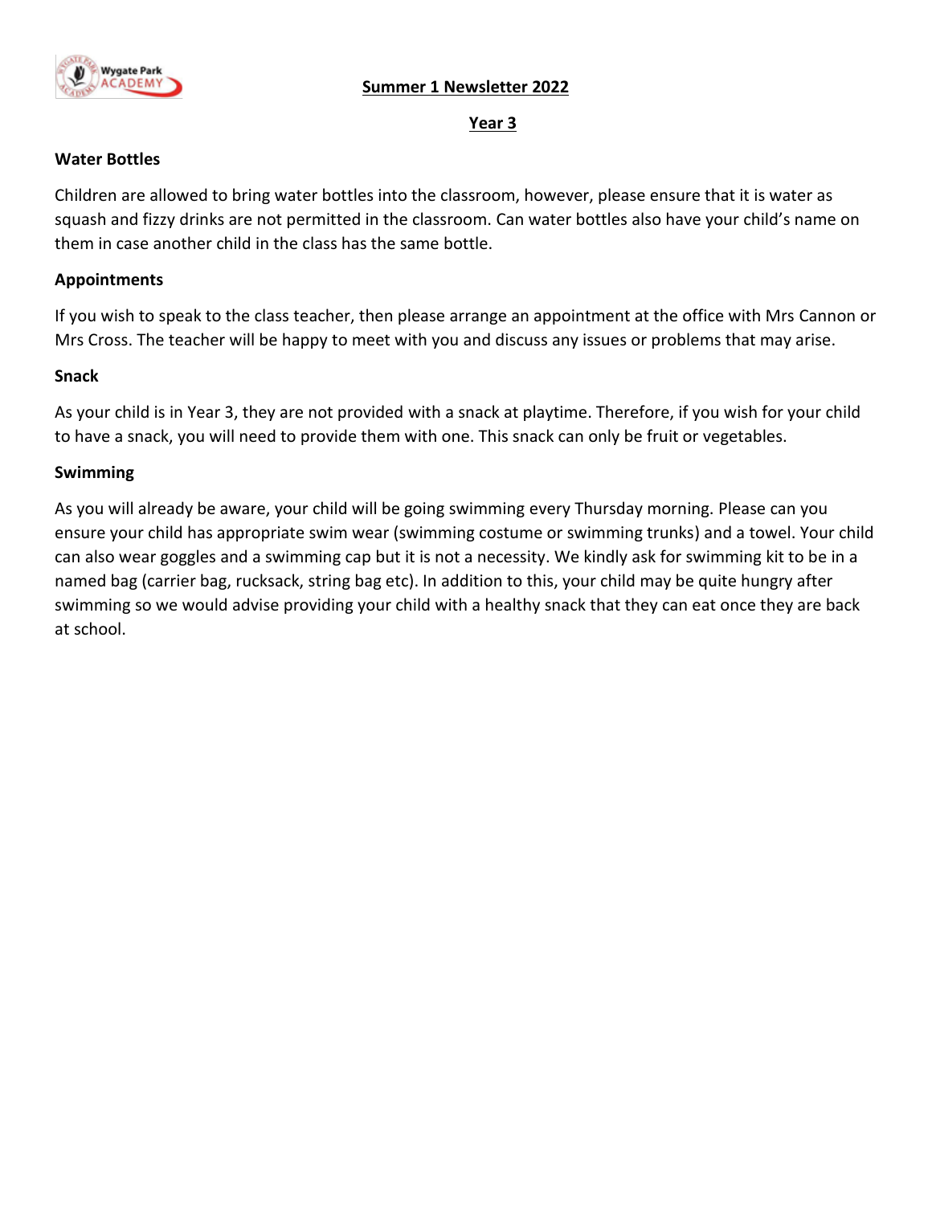## Summer 1 Newsletter 2022

### Year 3

**Water Bottles**

Children are allowed to bring water bottles into the classroom, however, please ensure that it is water as squash and fizzy drinks are not permitted in the classroom. Can water bottles also have your child's name on them in case another child in the class has the same bottle.

**Appointments**

If you wish to speak to the class teacher, then please arrange an appointment at the office with Mrs Cannon or Mrs Cross. The teacher will be happy to meet with you and discuss any issues or problems that may arise.

**Snack**

As your child is in Year 3, they are not provided with a snack at playtime. Therefore, if you wish for your child to have a snack, you will need to provide them with one. This snack can only be fruit or vegetables.

**Swimming**

As you will already be aware, your child will be going swimming every Thursday morning. Please can you ensure your child has appropriate swim wear (swimming costume or swimming trunks) and a towel. Your child can also wear goggles and a swimming cap but it is not a necessity. We kindly ask for swimming kit to be in a named bag (carrier bag, rucksack, string bag etc). In addition to this, your child may be quite hungry after swimming so we would advise providing your child with a healthy snack that they can eat once they are back at school.